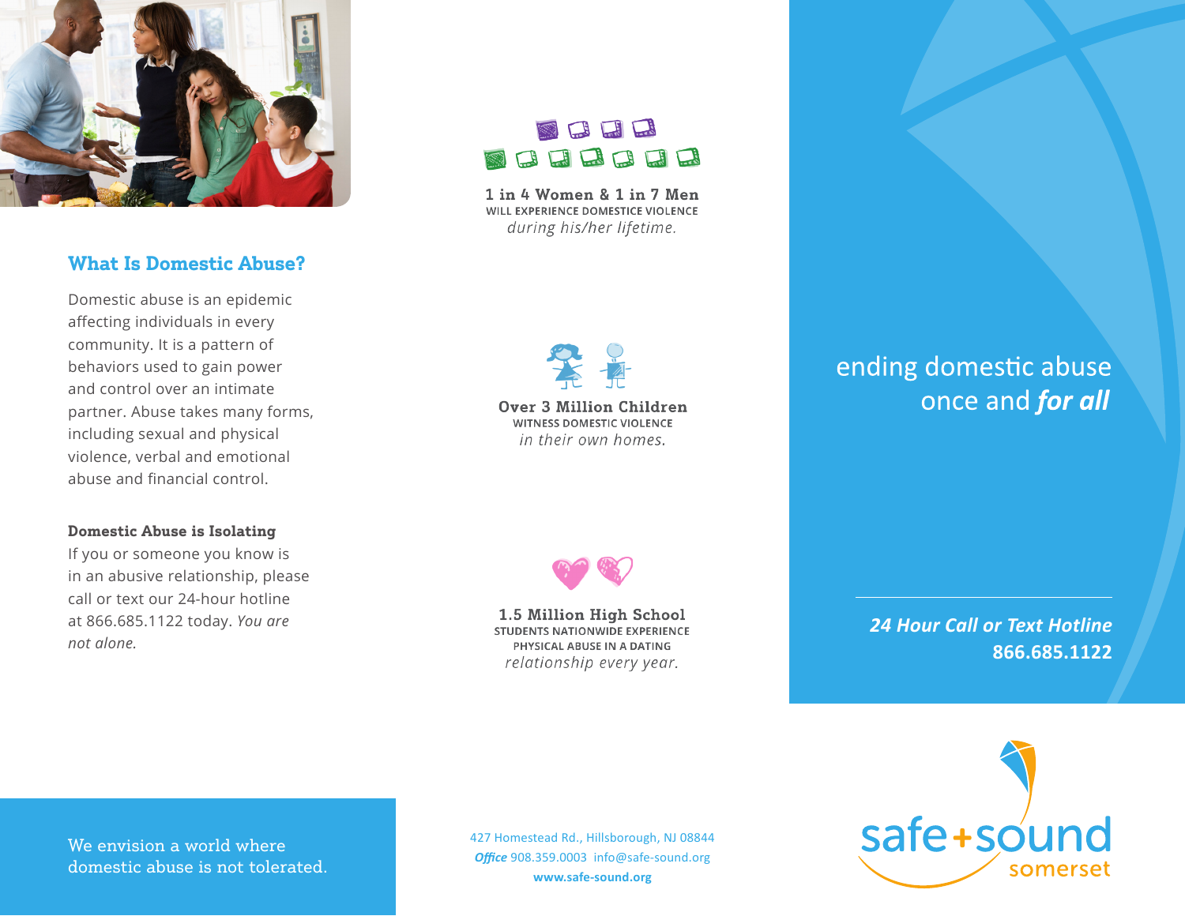## What Is Domestic Abuse?

Domestic abuse is an epidemic affecting individuals in every community. It is a pattern of behaviors used to gain power and control over an intimate partner. Abuse takes many forms, including sexual and physical violence, verbal and emotional abuse and financial control.

**Domestic Abuse is Isolating**

If you or someone you know is in an abusive relationship, please call or text our 24-hour hotline at 866.685.1122 today. *You are not alone.*

We envision a world where domestic abuse is not tolerated.

**1 in 4 Women & 1 in 7 Men**
WILL EXPERIENCE DOMESTICE VIOLENCE
*during his/her lifetime.*

**Over 3 Million Children**
WITNESS DOMESTIC VIOLENCE
*in their own homes.*

**1.5 Million High School**
STUDENTS NATIONWIDE EXPERIENCE PHYSICAL ABUSE IN A DATING
*relationship every year.*

427 Homestead Rd., Hillsborough, NJ 08844
***Office*** 908.359.0003 info@safe-sound.org
**www.safe-sound.org**

ending domestic abuse once and ***for all***

***24 Hour Call or Text Hotline***
**866.685.1122**

safe+sound somerset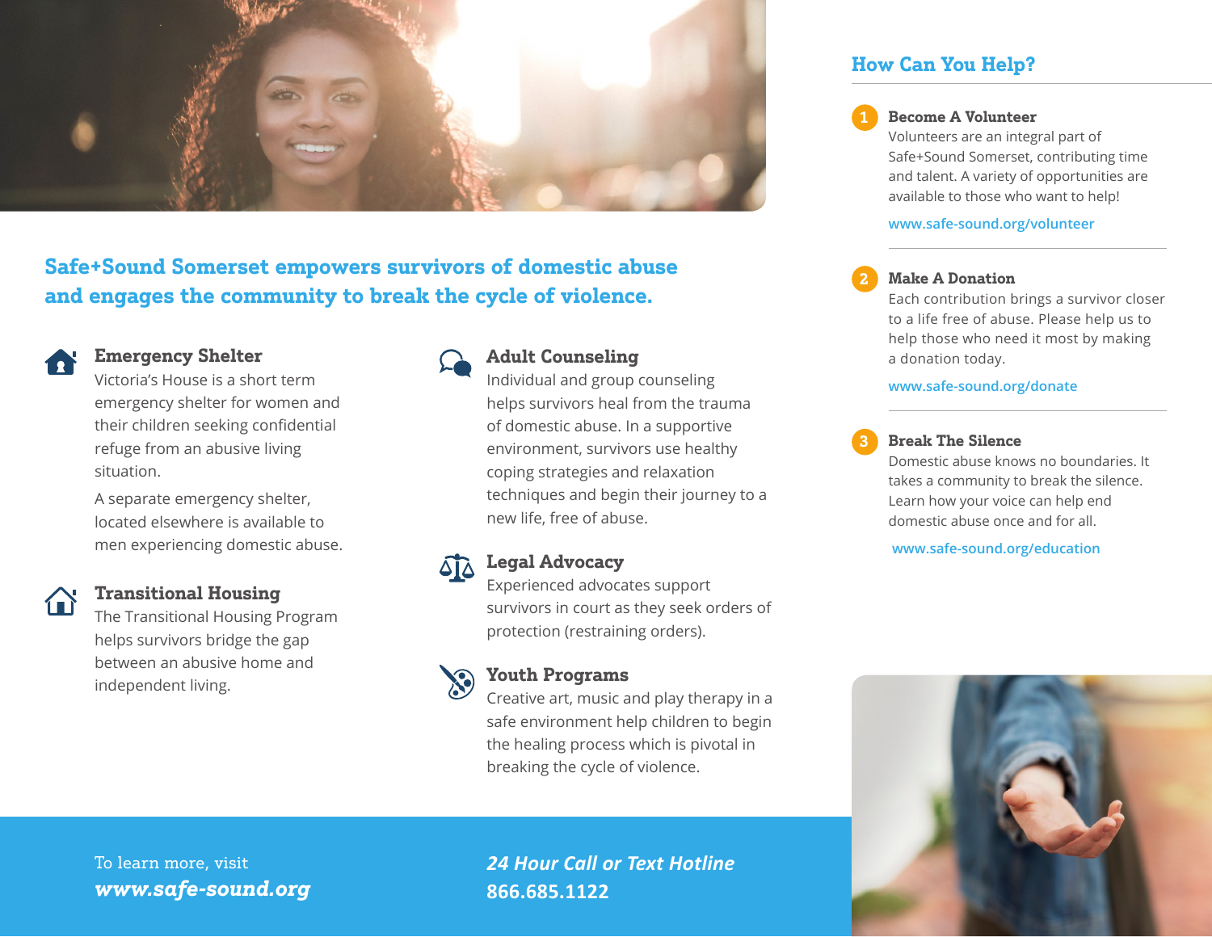## Safe+Sound Somerset empowers survivors of domestic abuse and engages the community to break the cycle of violence.

### Emergency Shelter

Victoria's House is a short term emergency shelter for women and their children seeking confidential refuge from an abusive living situation.

A separate emergency shelter, located elsewhere is available to men experiencing domestic abuse.

### Transitional Housing

The Transitional Housing Program helps survivors bridge the gap between an abusive home and independent living.

### Adult Counseling

Individual and group counseling helps survivors heal from the trauma of domestic abuse. In a supportive environment, survivors use healthy coping strategies and relaxation techniques and begin their journey to a new life, free of abuse.

### Legal Advocacy

Experienced advocates support survivors in court as they seek orders of protection (restraining orders).

### Youth Programs

Creative art, music and play therapy in a safe environment help children to begin the healing process which is pivotal in breaking the cycle of violence.

To learn more, visit
***www.safe-sound.org***

***24 Hour Call or Text Hotline***
**866.685.1122**

## How Can You Help?

1. **Become A Volunteer**
   Volunteers are an integral part of Safe+Sound Somerset, contributing time and talent. A variety of opportunities are available to those who want to help!

   www.safe-sound.org/volunteer

2. **Make A Donation**
   Each contribution brings a survivor closer to a life free of abuse. Please help us to help those who need it most by making a donation today.

   www.safe-sound.org/donate

3. **Break The Silence**
   Domestic abuse knows no boundaries. It takes a community to break the silence. Learn how your voice can help end domestic abuse once and for all.

   www.safe-sound.org/education